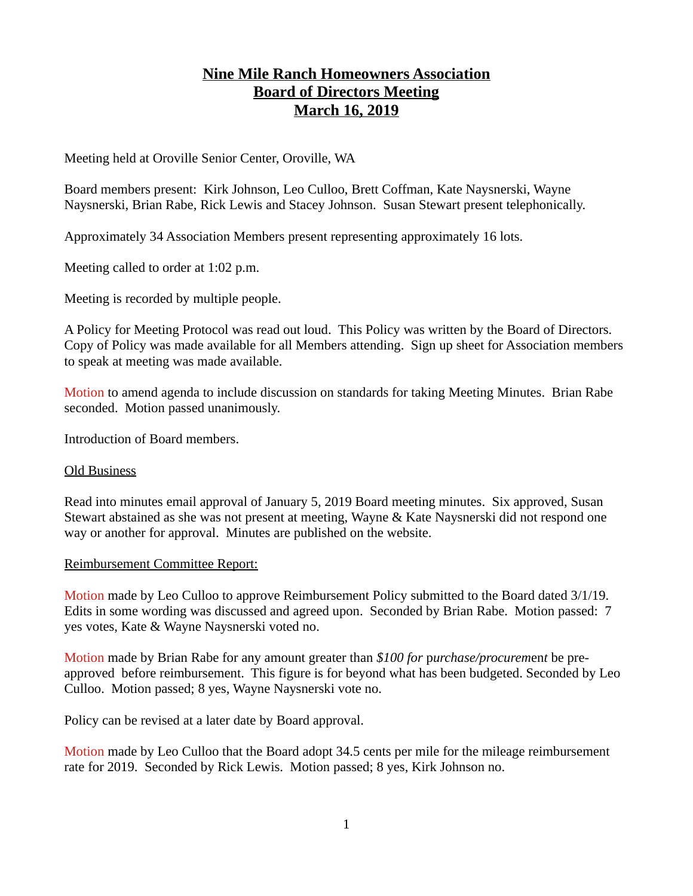# Nine Mile Ranch Homeowners Association
# Board of Directors Meeting
# March 16, 2019

Meeting held at Oroville Senior Center, Oroville, WA

Board members present: Kirk Johnson, Leo Culloo, Brett Coffman, Kate Naysnerski, Wayne Naysnerski, Brian Rabe, Rick Lewis and Stacey Johnson. Susan Stewart present telephonically.

Approximately 34 Association Members present representing approximately 16 lots.

Meeting called to order at 1:02 p.m.

Meeting is recorded by multiple people.

A Policy for Meeting Protocol was read out loud. This Policy was written by the Board of Directors. Copy of Policy was made available for all Members attending. Sign up sheet for Association members to speak at meeting was made available.

Motion to amend agenda to include discussion on standards for taking Meeting Minutes. Brian Rabe seconded. Motion passed unanimously.

Introduction of Board members.

Old Business

Read into minutes email approval of January 5, 2019 Board meeting minutes. Six approved, Susan Stewart abstained as she was not present at meeting, Wayne & Kate Naysnerski did not respond one way or another for approval. Minutes are published on the website.

Reimbursement Committee Report:

Motion made by Leo Culloo to approve Reimbursement Policy submitted to the Board dated 3/1/19. Edits in some wording was discussed and agreed upon. Seconded by Brian Rabe. Motion passed: 7 yes votes, Kate & Wayne Naysnerski voted no.

Motion made by Brian Rabe for any amount greater than *$100 for* p*urchase/procurem*ent be pre-approved before reimbursement. This figure is for beyond what has been budgeted. Seconded by Leo Culloo. Motion passed; 8 yes, Wayne Naysnerski vote no.

Policy can be revised at a later date by Board approval.

Motion made by Leo Culloo that the Board adopt 34.5 cents per mile for the mileage reimbursement rate for 2019. Seconded by Rick Lewis. Motion passed; 8 yes, Kirk Johnson no.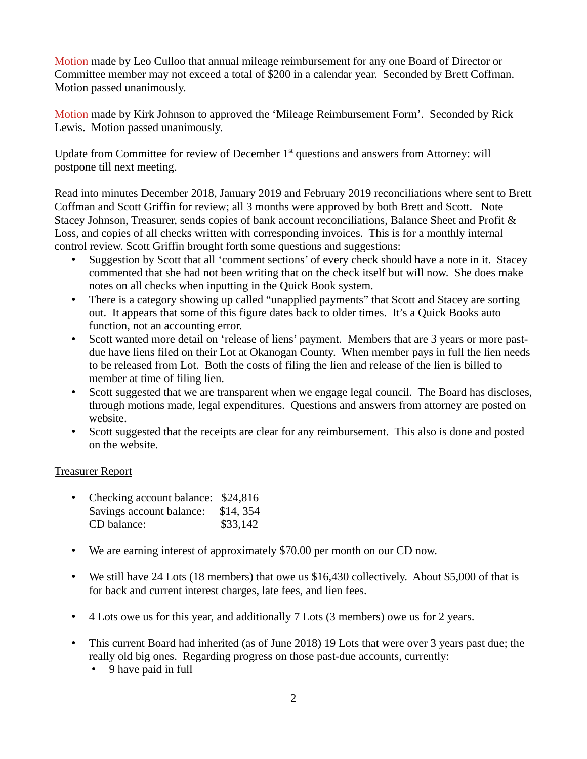Motion made by Leo Culloo that annual mileage reimbursement for any one Board of Director or Committee member may not exceed a total of $200 in a calendar year. Seconded by Brett Coffman. Motion passed unanimously.

Motion made by Kirk Johnson to approved the 'Mileage Reimbursement Form'. Seconded by Rick Lewis. Motion passed unanimously.

Update from Committee for review of December 1st questions and answers from Attorney: will postpone till next meeting.

Read into minutes December 2018, January 2019 and February 2019 reconciliations where sent to Brett Coffman and Scott Griffin for review; all 3 months were approved by both Brett and Scott. Note Stacey Johnson, Treasurer, sends copies of bank account reconciliations, Balance Sheet and Profit & Loss, and copies of all checks written with corresponding invoices. This is for a monthly internal control review. Scott Griffin brought forth some questions and suggestions:

- Suggestion by Scott that all 'comment sections' of every check should have a note in it. Stacey commented that she had not been writing that on the check itself but will now. She does make notes on all checks when inputting in the Quick Book system.
- There is a category showing up called "unapplied payments" that Scott and Stacey are sorting out. It appears that some of this figure dates back to older times. It's a Quick Books auto function, not an accounting error.
- Scott wanted more detail on 'release of liens' payment. Members that are 3 years or more past-due have liens filed on their Lot at Okanogan County. When member pays in full the lien needs to be released from Lot. Both the costs of filing the lien and release of the lien is billed to member at time of filing lien.
- Scott suggested that we are transparent when we engage legal council. The Board has discloses, through motions made, legal expenditures. Questions and answers from attorney are posted on website.
- Scott suggested that the receipts are clear for any reimbursement. This also is done and posted on the website.

<u>Treasurer Report</u>

- Checking account balance: $24,816
  Savings account balance: $14, 354
  CD balance: $33,142

- We are earning interest of approximately $70.00 per month on our CD now.

- We still have 24 Lots (18 members) that owe us $16,430 collectively. About $5,000 of that is for back and current interest charges, late fees, and lien fees.

- 4 Lots owe us for this year, and additionally 7 Lots (3 members) owe us for 2 years.

- This current Board had inherited (as of June 2018) 19 Lots that were over 3 years past due; the really old big ones. Regarding progress on those past-due accounts, currently:
  - 9 have paid in full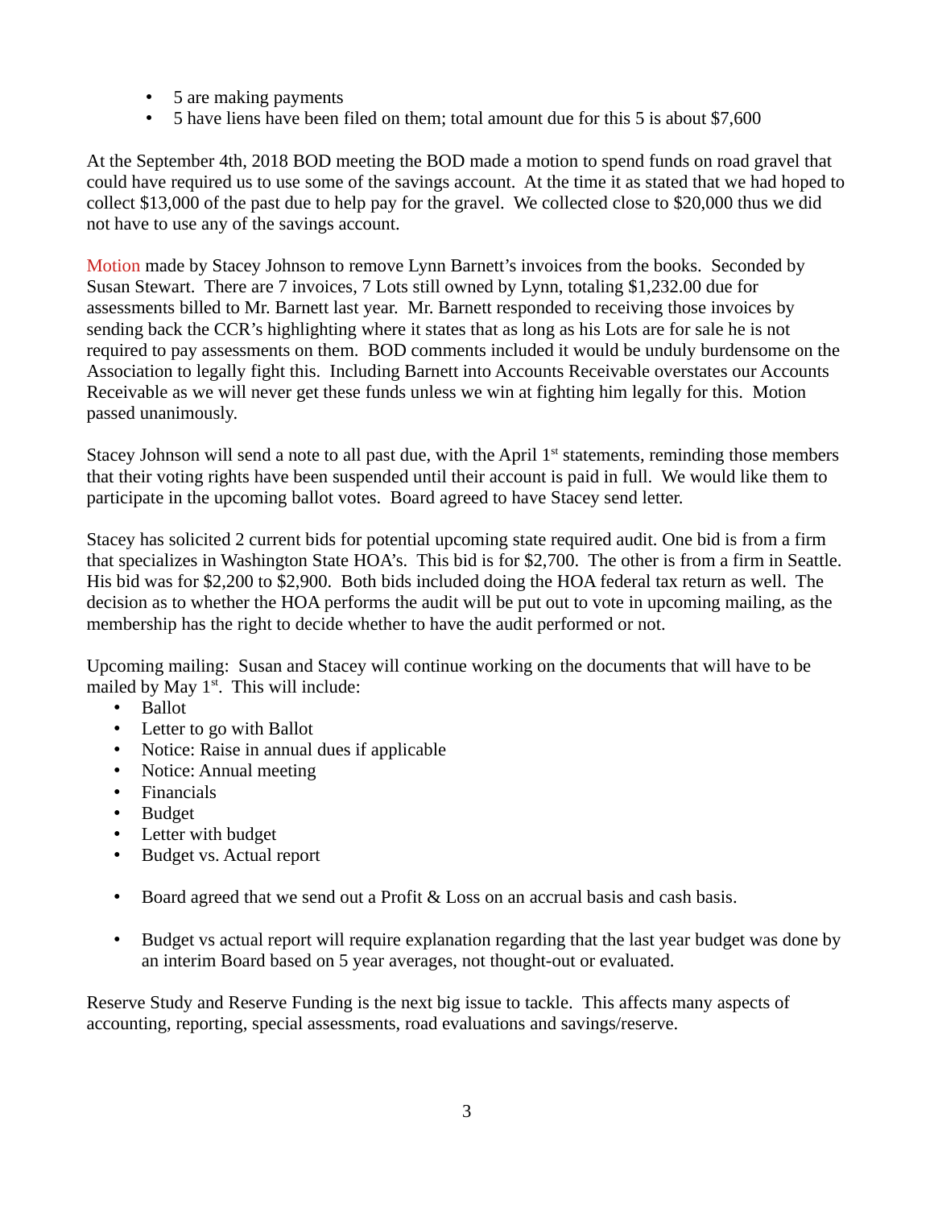- 5 are making payments
- 5 have liens have been filed on them; total amount due for this 5 is about $7,600

At the September 4th, 2018 BOD meeting the BOD made a motion to spend funds on road gravel that could have required us to use some of the savings account. At the time it as stated that we had hoped to collect $13,000 of the past due to help pay for the gravel. We collected close to $20,000 thus we did not have to use any of the savings account.

Motion made by Stacey Johnson to remove Lynn Barnett's invoices from the books. Seconded by Susan Stewart. There are 7 invoices, 7 Lots still owned by Lynn, totaling $1,232.00 due for assessments billed to Mr. Barnett last year. Mr. Barnett responded to receiving those invoices by sending back the CCR's highlighting where it states that as long as his Lots are for sale he is not required to pay assessments on them. BOD comments included it would be unduly burdensome on the Association to legally fight this. Including Barnett into Accounts Receivable overstates our Accounts Receivable as we will never get these funds unless we win at fighting him legally for this. Motion passed unanimously.

Stacey Johnson will send a note to all past due, with the April 1st statements, reminding those members that their voting rights have been suspended until their account is paid in full. We would like them to participate in the upcoming ballot votes. Board agreed to have Stacey send letter.

Stacey has solicited 2 current bids for potential upcoming state required audit. One bid is from a firm that specializes in Washington State HOA's. This bid is for $2,700. The other is from a firm in Seattle. His bid was for $2,200 to $2,900. Both bids included doing the HOA federal tax return as well. The decision as to whether the HOA performs the audit will be put out to vote in upcoming mailing, as the membership has the right to decide whether to have the audit performed or not.

Upcoming mailing: Susan and Stacey will continue working on the documents that will have to be mailed by May 1st. This will include:

- Ballot
- Letter to go with Ballot
- Notice: Raise in annual dues if applicable
- Notice: Annual meeting
- Financials
- Budget
- Letter with budget
- Budget vs. Actual report

- Board agreed that we send out a Profit & Loss on an accrual basis and cash basis.

- Budget vs actual report will require explanation regarding that the last year budget was done by an interim Board based on 5 year averages, not thought-out or evaluated.

Reserve Study and Reserve Funding is the next big issue to tackle. This affects many aspects of accounting, reporting, special assessments, road evaluations and savings/reserve.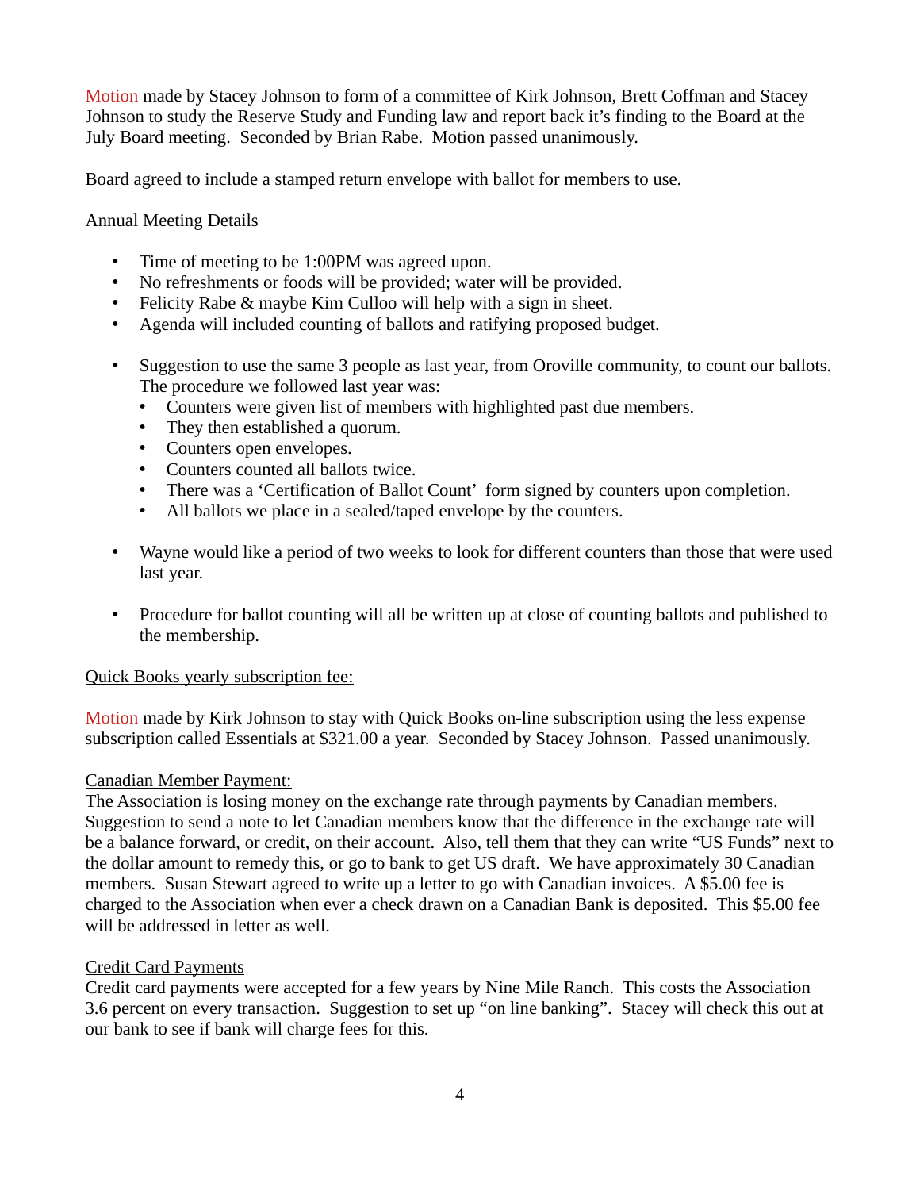Motion made by Stacey Johnson to form of a committee of Kirk Johnson, Brett Coffman and Stacey Johnson to study the Reserve Study and Funding law and report back it's finding to the Board at the July Board meeting. Seconded by Brian Rabe. Motion passed unanimously.

Board agreed to include a stamped return envelope with ballot for members to use.

Annual Meeting Details

- Time of meeting to be 1:00PM was agreed upon.
- No refreshments or foods will be provided; water will be provided.
- Felicity Rabe & maybe Kim Culloo will help with a sign in sheet.
- Agenda will included counting of ballots and ratifying proposed budget.

- Suggestion to use the same 3 people as last year, from Oroville community, to count our ballots. The procedure we followed last year was:
  - Counters were given list of members with highlighted past due members.
  - They then established a quorum.
  - Counters open envelopes.
  - Counters counted all ballots twice.
  - There was a 'Certification of Ballot Count' form signed by counters upon completion.
  - All ballots we place in a sealed/taped envelope by the counters.

- Wayne would like a period of two weeks to look for different counters than those that were used last year.

- Procedure for ballot counting will all be written up at close of counting ballots and published to the membership.

Quick Books yearly subscription fee:

Motion made by Kirk Johnson to stay with Quick Books on-line subscription using the less expense subscription called Essentials at $321.00 a year. Seconded by Stacey Johnson. Passed unanimously.

Canadian Member Payment:
The Association is losing money on the exchange rate through payments by Canadian members. Suggestion to send a note to let Canadian members know that the difference in the exchange rate will be a balance forward, or credit, on their account. Also, tell them that they can write "US Funds" next to the dollar amount to remedy this, or go to bank to get US draft. We have approximately 30 Canadian members. Susan Stewart agreed to write up a letter to go with Canadian invoices. A $5.00 fee is charged to the Association when ever a check drawn on a Canadian Bank is deposited. This $5.00 fee will be addressed in letter as well.

Credit Card Payments
Credit card payments were accepted for a few years by Nine Mile Ranch. This costs the Association 3.6 percent on every transaction. Suggestion to set up "on line banking". Stacey will check this out at our bank to see if bank will charge fees for this.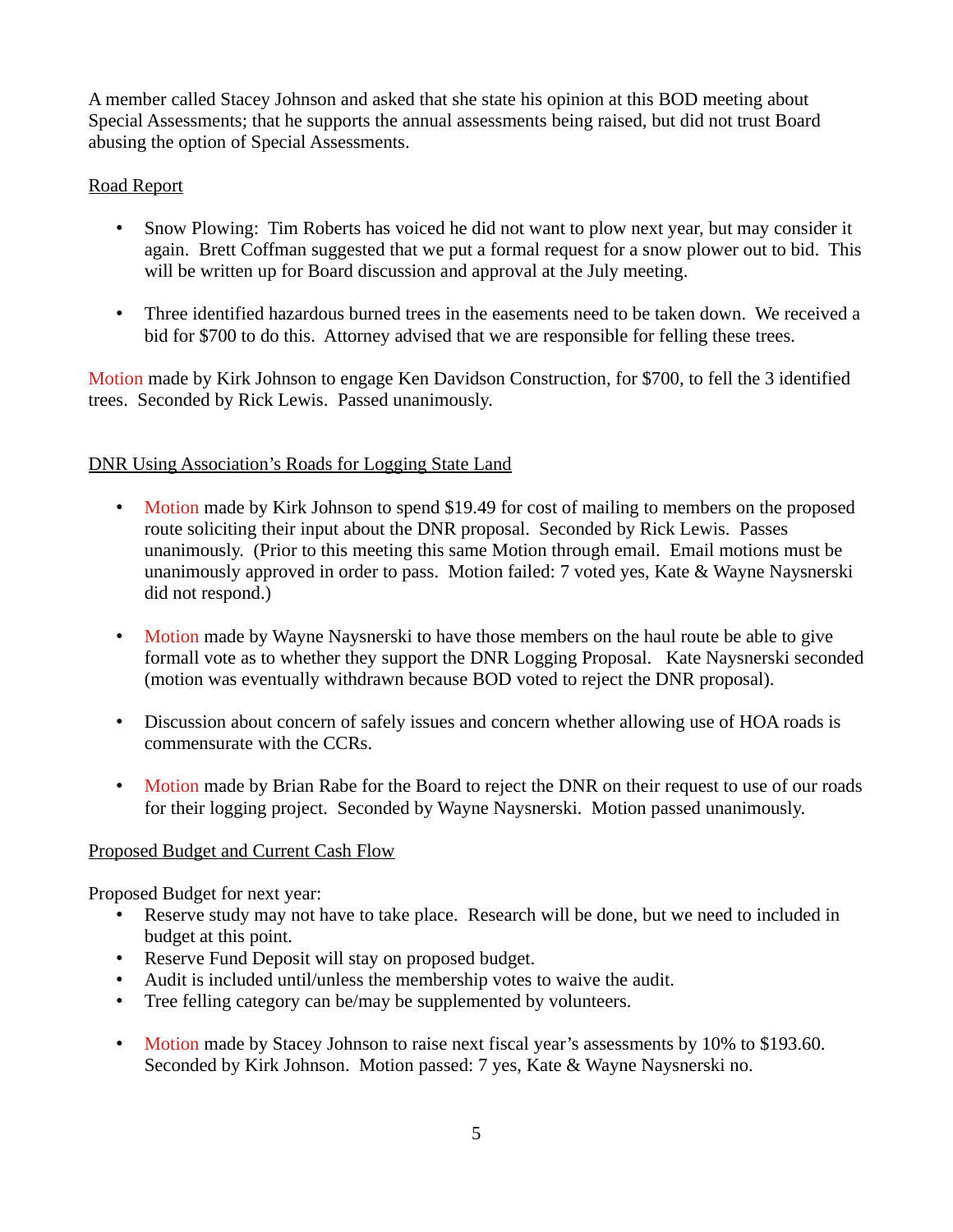A member called Stacey Johnson and asked that she state his opinion at this BOD meeting about Special Assessments; that he supports the annual assessments being raised, but did not trust Board abusing the option of Special Assessments.

<u>Road Report</u>

- Snow Plowing: Tim Roberts has voiced he did not want to plow next year, but may consider it again. Brett Coffman suggested that we put a formal request for a snow plower out to bid. This will be written up for Board discussion and approval at the July meeting.

- Three identified hazardous burned trees in the easements need to be taken down. We received a bid for $700 to do this. Attorney advised that we are responsible for felling these trees.

Motion made by Kirk Johnson to engage Ken Davidson Construction, for $700, to fell the 3 identified trees. Seconded by Rick Lewis. Passed unanimously.

<u>DNR Using Association's Roads for Logging State Land</u>

- Motion made by Kirk Johnson to spend $19.49 for cost of mailing to members on the proposed route soliciting their input about the DNR proposal. Seconded by Rick Lewis. Passes unanimously. (Prior to this meeting this same Motion through email. Email motions must be unanimously approved in order to pass. Motion failed: 7 voted yes, Kate & Wayne Naysnerski did not respond.)

- Motion made by Wayne Naysnerski to have those members on the haul route be able to give formall vote as to whether they support the DNR Logging Proposal. Kate Naysnerski seconded (motion was eventually withdrawn because BOD voted to reject the DNR proposal).

- Discussion about concern of safely issues and concern whether allowing use of HOA roads is commensurate with the CCRs.

- Motion made by Brian Rabe for the Board to reject the DNR on their request to use of our roads for their logging project. Seconded by Wayne Naysnerski. Motion passed unanimously.

<u>Proposed Budget and Current Cash Flow</u>

Proposed Budget for next year:

- Reserve study may not have to take place. Research will be done, but we need to included in budget at this point.
- Reserve Fund Deposit will stay on proposed budget.
- Audit is included until/unless the membership votes to waive the audit.
- Tree felling category can be/may be supplemented by volunteers.

- Motion made by Stacey Johnson to raise next fiscal year's assessments by 10% to $193.60. Seconded by Kirk Johnson. Motion passed: 7 yes, Kate & Wayne Naysnerski no.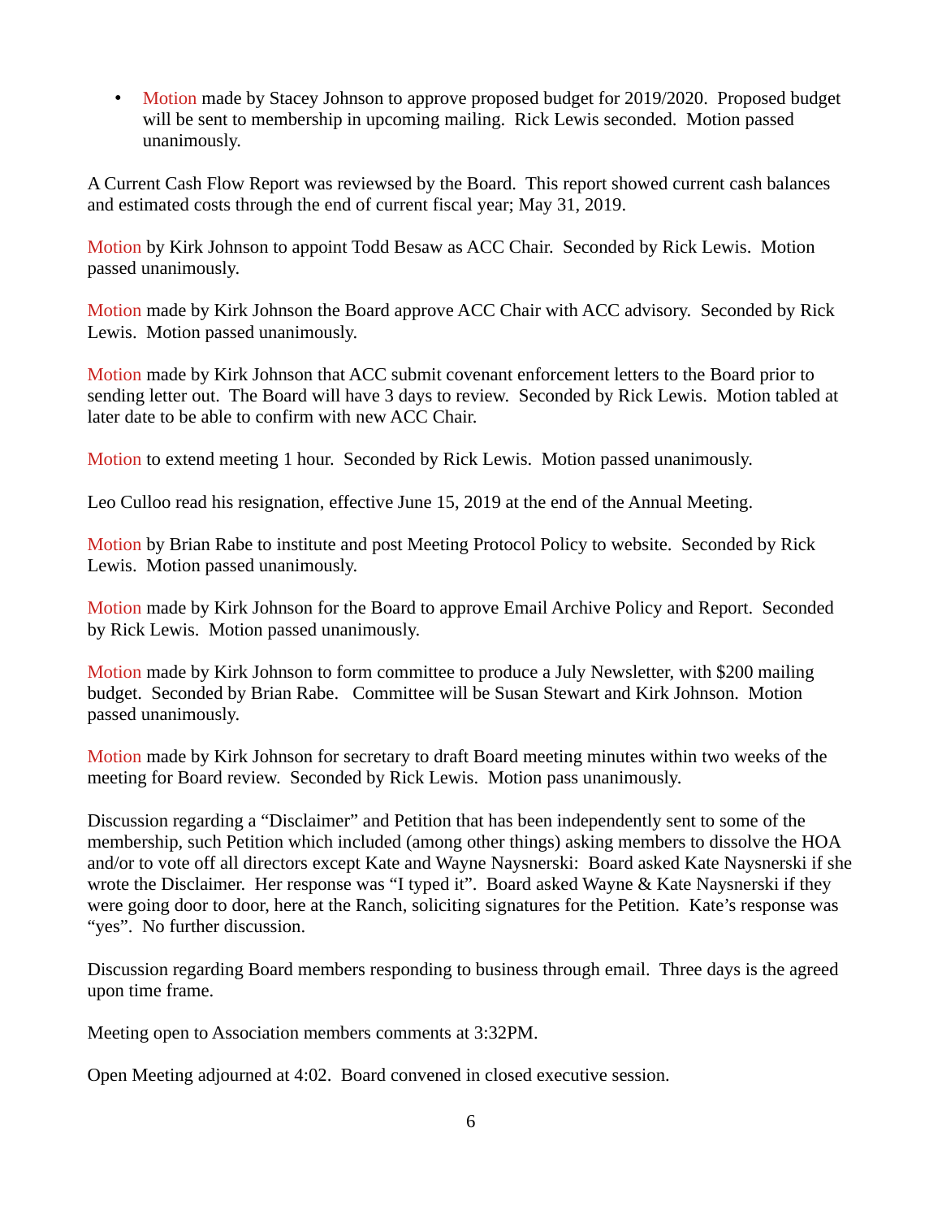- Motion made by Stacey Johnson to approve proposed budget for 2019/2020. Proposed budget will be sent to membership in upcoming mailing. Rick Lewis seconded. Motion passed unanimously.

A Current Cash Flow Report was reviewsed by the Board. This report showed current cash balances and estimated costs through the end of current fiscal year; May 31, 2019.

Motion by Kirk Johnson to appoint Todd Besaw as ACC Chair. Seconded by Rick Lewis. Motion passed unanimously.

Motion made by Kirk Johnson the Board approve ACC Chair with ACC advisory. Seconded by Rick Lewis. Motion passed unanimously.

Motion made by Kirk Johnson that ACC submit covenant enforcement letters to the Board prior to sending letter out. The Board will have 3 days to review. Seconded by Rick Lewis. Motion tabled at later date to be able to confirm with new ACC Chair.

Motion to extend meeting 1 hour. Seconded by Rick Lewis. Motion passed unanimously.

Leo Culloo read his resignation, effective June 15, 2019 at the end of the Annual Meeting.

Motion by Brian Rabe to institute and post Meeting Protocol Policy to website. Seconded by Rick Lewis. Motion passed unanimously.

Motion made by Kirk Johnson for the Board to approve Email Archive Policy and Report. Seconded by Rick Lewis. Motion passed unanimously.

Motion made by Kirk Johnson to form committee to produce a July Newsletter, with $200 mailing budget. Seconded by Brian Rabe. Committee will be Susan Stewart and Kirk Johnson. Motion passed unanimously.

Motion made by Kirk Johnson for secretary to draft Board meeting minutes within two weeks of the meeting for Board review. Seconded by Rick Lewis. Motion pass unanimously.

Discussion regarding a "Disclaimer" and Petition that has been independently sent to some of the membership, such Petition which included (among other things) asking members to dissolve the HOA and/or to vote off all directors except Kate and Wayne Naysnerski: Board asked Kate Naysnerski if she wrote the Disclaimer. Her response was "I typed it". Board asked Wayne & Kate Naysnerski if they were going door to door, here at the Ranch, soliciting signatures for the Petition. Kate's response was "yes". No further discussion.

Discussion regarding Board members responding to business through email. Three days is the agreed upon time frame.

Meeting open to Association members comments at 3:32PM.

Open Meeting adjourned at 4:02. Board convened in closed executive session.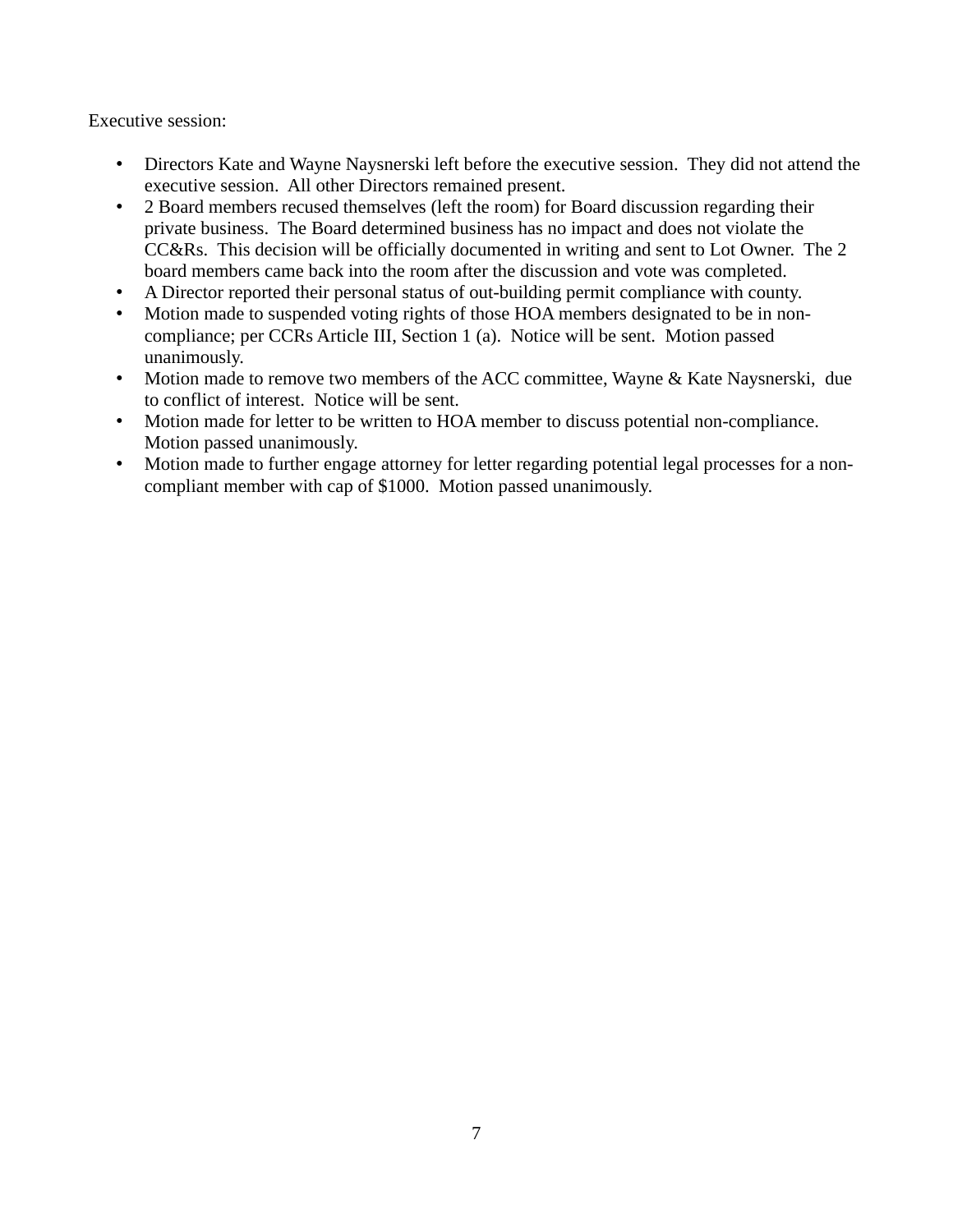Executive session:

- Directors Kate and Wayne Naysnerski left before the executive session. They did not attend the executive session. All other Directors remained present.
- 2 Board members recused themselves (left the room) for Board discussion regarding their private business. The Board determined business has no impact and does not violate the CC&Rs. This decision will be officially documented in writing and sent to Lot Owner. The 2 board members came back into the room after the discussion and vote was completed.
- A Director reported their personal status of out-building permit compliance with county.
- Motion made to suspended voting rights of those HOA members designated to be in non-compliance; per CCRs Article III, Section 1 (a). Notice will be sent. Motion passed unanimously.
- Motion made to remove two members of the ACC committee, Wayne & Kate Naysnerski, due to conflict of interest. Notice will be sent.
- Motion made for letter to be written to HOA member to discuss potential non-compliance. Motion passed unanimously.
- Motion made to further engage attorney for letter regarding potential legal processes for a non-compliant member with cap of $1000. Motion passed unanimously.